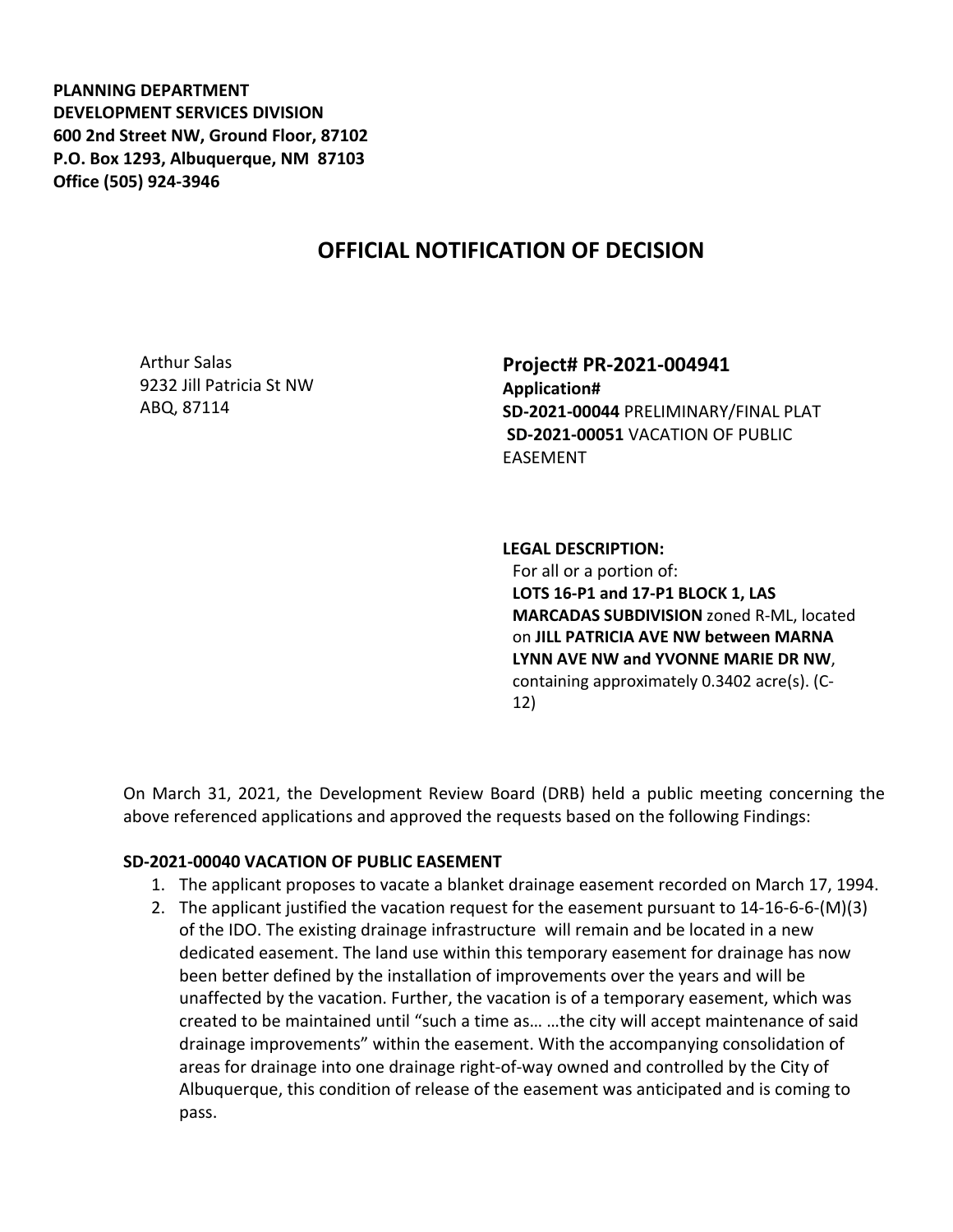**PLANNING DEPARTMENT**
**DEVELOPMENT SERVICES DIVISION**
**600 2nd Street NW, Ground Floor, 87102**
**P.O. Box 1293, Albuquerque, NM 87103**
**Office (505) 924-3946**

# OFFICIAL NOTIFICATION OF DECISION

Arthur Salas
9232 Jill Patricia St NW
ABQ, 87114

**Project# PR-2021-004941**
**Application#**
**SD-2021-00044** PRELIMINARY/FINAL PLAT
**SD-2021-00051** VACATION OF PUBLIC EASEMENT

**LEGAL DESCRIPTION:**
For all or a portion of:
**LOTS 16-P1 and 17-P1 BLOCK 1, LAS MARCADAS SUBDIVISION** zoned R-ML, located on **JILL PATRICIA AVE NW between MARNA LYNN AVE NW and YVONNE MARIE DR NW**, containing approximately 0.3402 acre(s). (C-12)

On March 31, 2021, the Development Review Board (DRB) held a public meeting concerning the above referenced applications and approved the requests based on the following Findings:

**SD-2021-00040 VACATION OF PUBLIC EASEMENT**

1. The applicant proposes to vacate a blanket drainage easement recorded on March 17, 1994.
2. The applicant justified the vacation request for the easement pursuant to 14-16-6-6-(M)(3) of the IDO. The existing drainage infrastructure will remain and be located in a new dedicated easement. The land use within this temporary easement for drainage has now been better defined by the installation of improvements over the years and will be unaffected by the vacation. Further, the vacation is of a temporary easement, which was created to be maintained until "such a time as… …the city will accept maintenance of said drainage improvements" within the easement. With the accompanying consolidation of areas for drainage into one drainage right-of-way owned and controlled by the City of Albuquerque, this condition of release of the easement was anticipated and is coming to pass.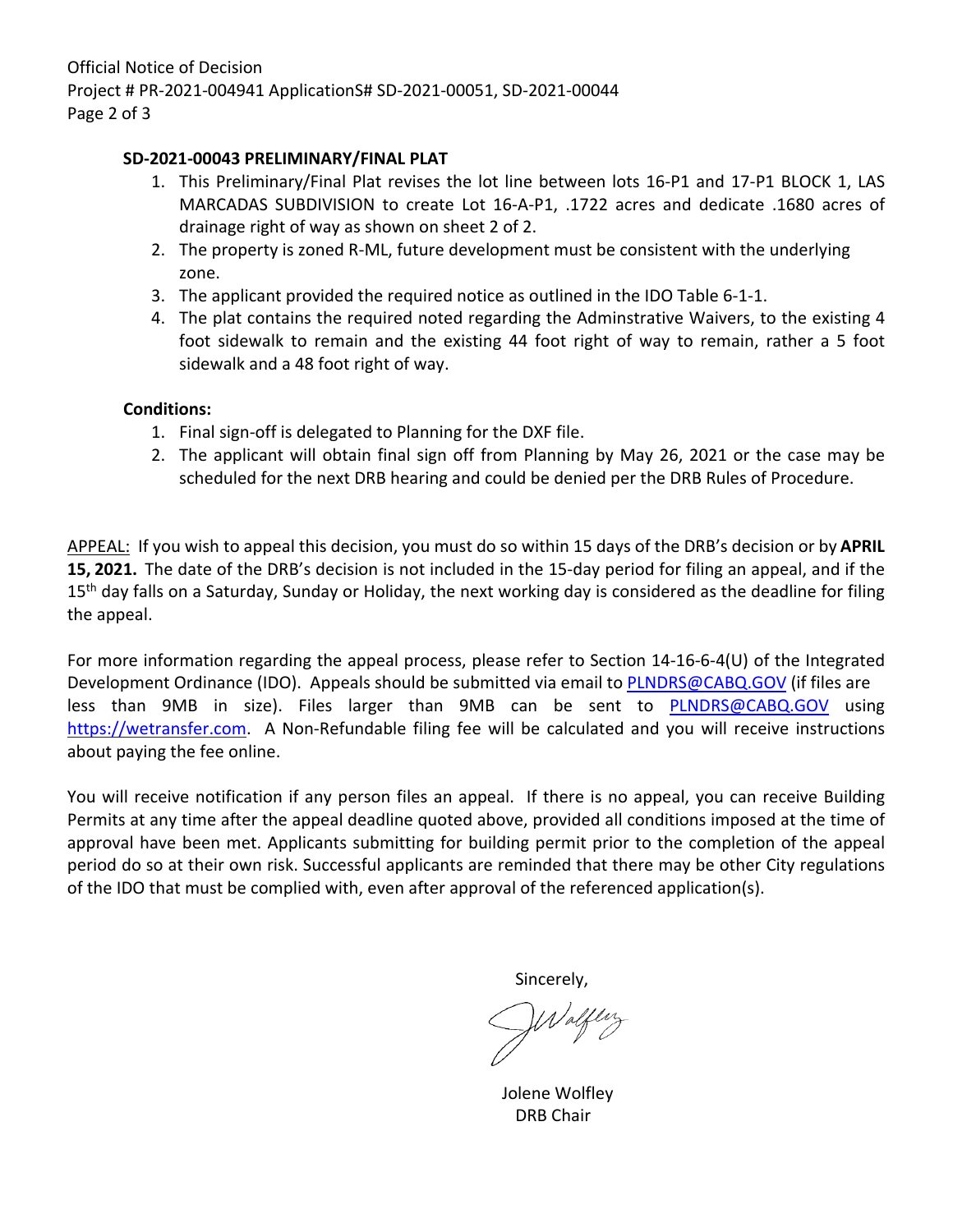**SD-2021-00043 PRELIMINARY/FINAL PLAT**

1. This Preliminary/Final Plat revises the lot line between lots 16-P1 and 17-P1 BLOCK 1, LAS MARCADAS SUBDIVISION to create Lot 16-A-P1, .1722 acres and dedicate .1680 acres of drainage right of way as shown on sheet 2 of 2.
2. The property is zoned R-ML, future development must be consistent with the underlying zone.
3. The applicant provided the required notice as outlined in the IDO Table 6-1-1.
4. The plat contains the required noted regarding the Adminstrative Waivers, to the existing 4 foot sidewalk to remain and the existing 44 foot right of way to remain, rather a 5 foot sidewalk and a 48 foot right of way.

**Conditions:**

1. Final sign-off is delegated to Planning for the DXF file.
2. The applicant will obtain final sign off from Planning by May 26, 2021 or the case may be scheduled for the next DRB hearing and could be denied per the DRB Rules of Procedure.

APPEAL: If you wish to appeal this decision, you must do so within 15 days of the DRB's decision or by **APRIL 15, 2021.** The date of the DRB's decision is not included in the 15-day period for filing an appeal, and if the 15th day falls on a Saturday, Sunday or Holiday, the next working day is considered as the deadline for filing the appeal.

For more information regarding the appeal process, please refer to Section 14-16-6-4(U) of the Integrated Development Ordinance (IDO). Appeals should be submitted via email to PLNDRS@CABQ.GOV (if files are less than 9MB in size). Files larger than 9MB can be sent to PLNDRS@CABQ.GOV using https://wetransfer.com. A Non-Refundable filing fee will be calculated and you will receive instructions about paying the fee online.

You will receive notification if any person files an appeal. If there is no appeal, you can receive Building Permits at any time after the appeal deadline quoted above, provided all conditions imposed at the time of approval have been met. Applicants submitting for building permit prior to the completion of the appeal period do so at their own risk. Successful applicants are reminded that there may be other City regulations of the IDO that must be complied with, even after approval of the referenced application(s).

Sincerely,

Jolene Wolfley
DRB Chair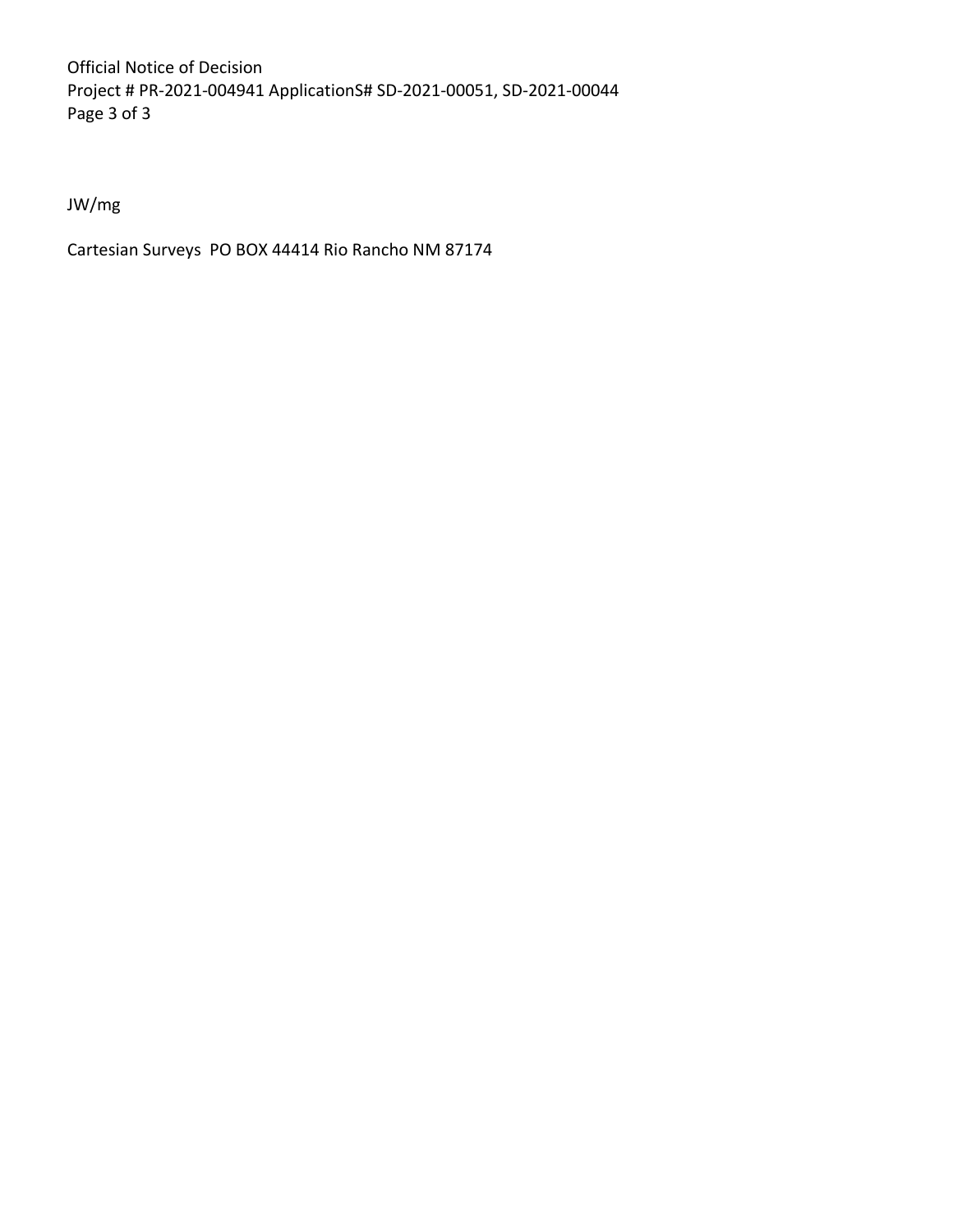JW/mg

Cartesian Surveys PO BOX 44414 Rio Rancho NM 87174